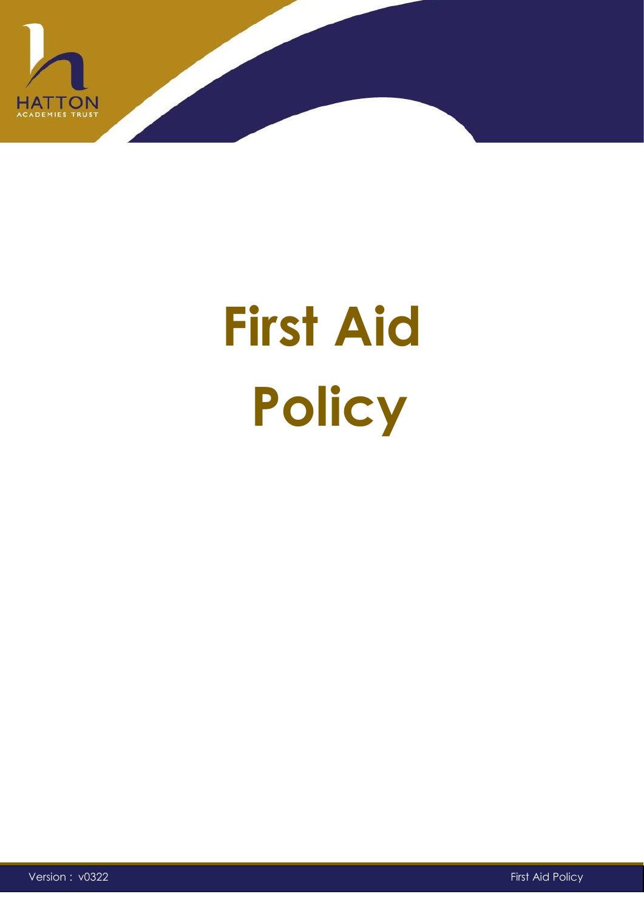# First Aid Policy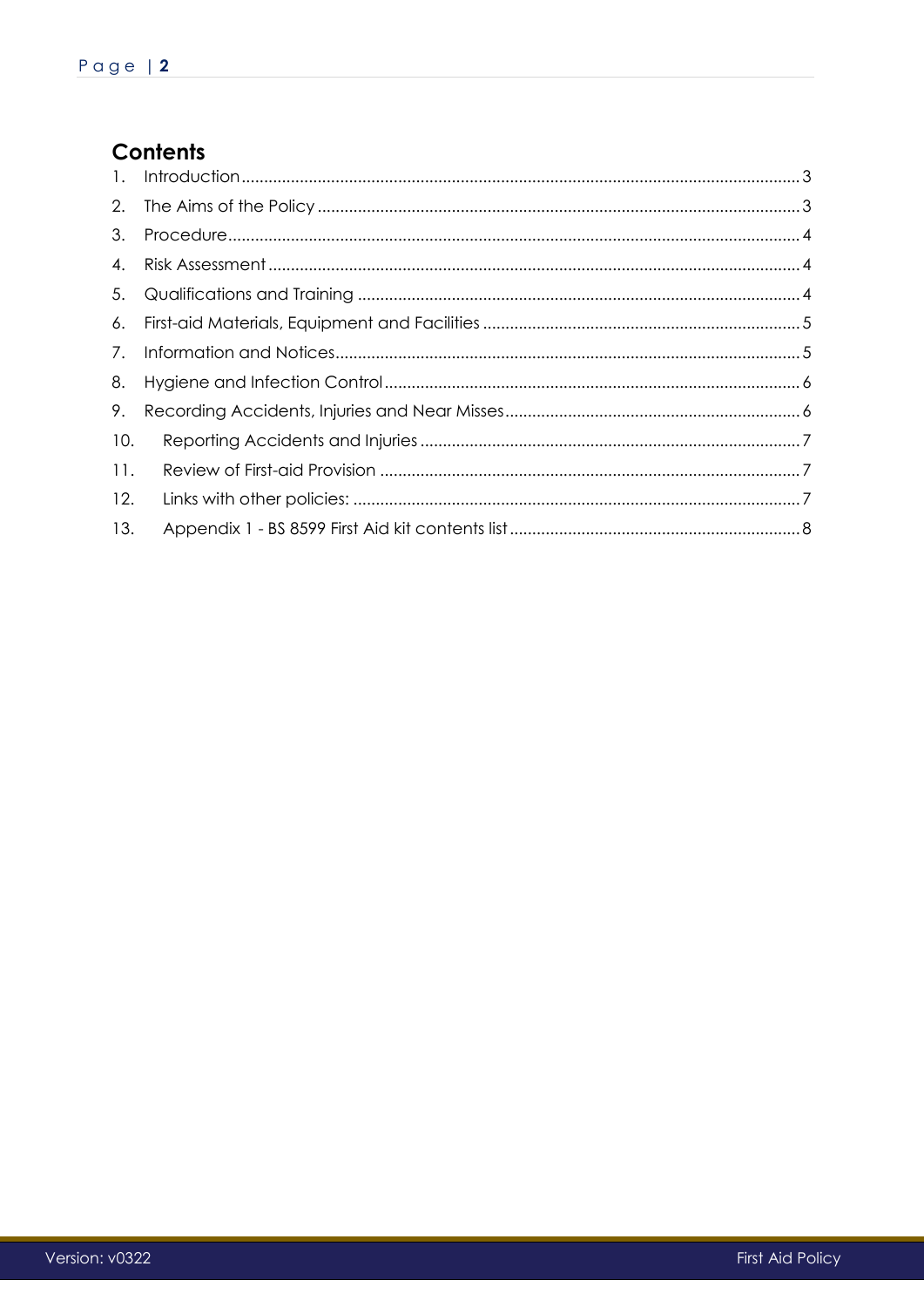## Contents

1. Introduction........................................................................................................................... 3
2. The Aims of the Policy .......................................................................................................... 3
3. Procedure.............................................................................................................................. 4
4. Risk Assessment ..................................................................................................................... 4
5. Qualifications and Training .................................................................................................. 4
6. First-aid Materials, Equipment and Facilities ...................................................................... 5
7. Information and Notices...................................................................................................... 5
8. Hygiene and Infection Control ............................................................................................ 6
9. Recording Accidents, Injuries and Near Misses ................................................................. 6
10. Reporting Accidents and Injuries .................................................................................... 7
11. Review of First-aid Provision ............................................................................................. 7
12. Links with other policies: ................................................................................................... 7
13. Appendix 1 - BS 8599 First Aid kit contents list ................................................................ 8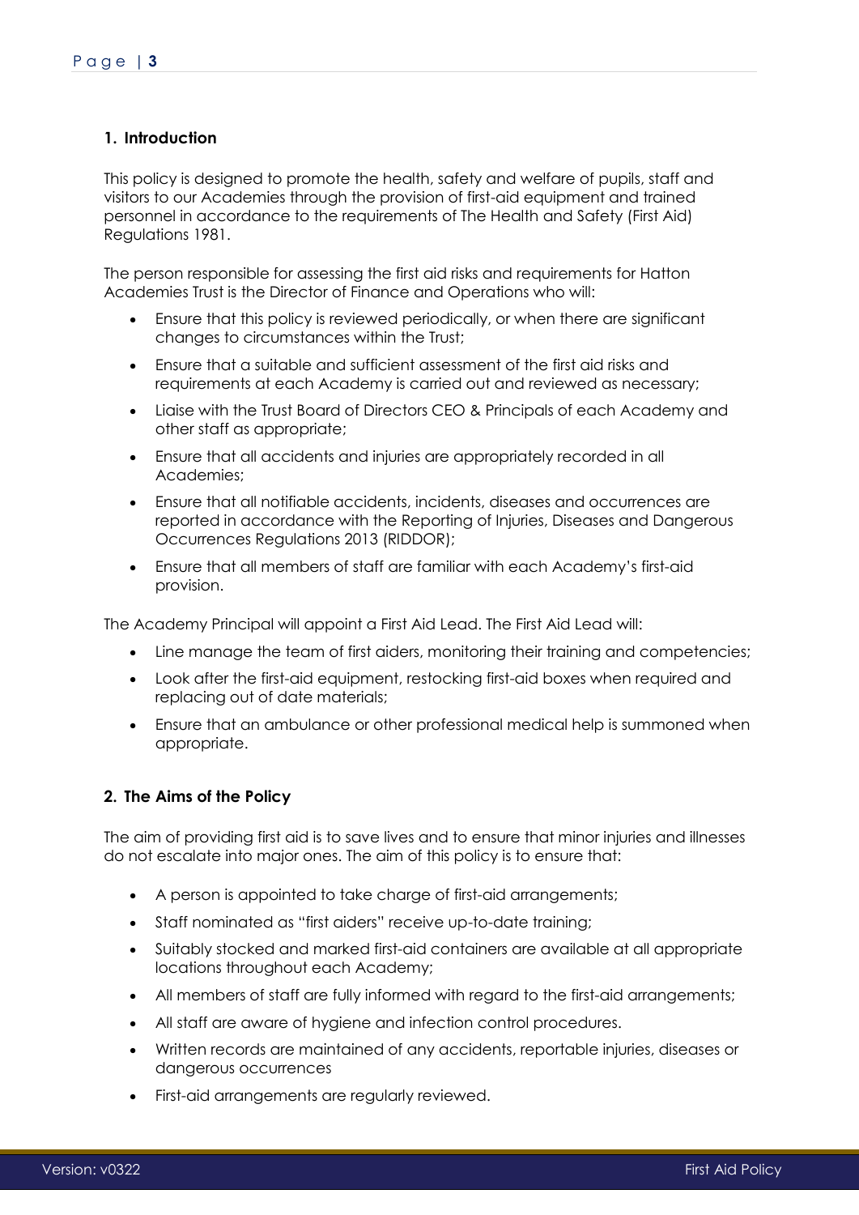## 1. Introduction

This policy is designed to promote the health, safety and welfare of pupils, staff and visitors to our Academies through the provision of first-aid equipment and trained personnel in accordance to the requirements of The Health and Safety (First Aid) Regulations 1981.

The person responsible for assessing the first aid risks and requirements for Hatton Academies Trust is the Director of Finance and Operations who will:

- Ensure that this policy is reviewed periodically, or when there are significant changes to circumstances within the Trust;
- Ensure that a suitable and sufficient assessment of the first aid risks and requirements at each Academy is carried out and reviewed as necessary;
- Liaise with the Trust Board of Directors CEO & Principals of each Academy and other staff as appropriate;
- Ensure that all accidents and injuries are appropriately recorded in all Academies;
- Ensure that all notifiable accidents, incidents, diseases and occurrences are reported in accordance with the Reporting of Injuries, Diseases and Dangerous Occurrences Regulations 2013 (RIDDOR);
- Ensure that all members of staff are familiar with each Academy's first-aid provision.

The Academy Principal will appoint a First Aid Lead. The First Aid Lead will:

- Line manage the team of first aiders, monitoring their training and competencies;
- Look after the first-aid equipment, restocking first-aid boxes when required and replacing out of date materials;
- Ensure that an ambulance or other professional medical help is summoned when appropriate.

## 2. The Aims of the Policy

The aim of providing first aid is to save lives and to ensure that minor injuries and illnesses do not escalate into major ones. The aim of this policy is to ensure that:

- A person is appointed to take charge of first-aid arrangements;
- Staff nominated as "first aiders" receive up-to-date training;
- Suitably stocked and marked first-aid containers are available at all appropriate locations throughout each Academy;
- All members of staff are fully informed with regard to the first-aid arrangements;
- All staff are aware of hygiene and infection control procedures.
- Written records are maintained of any accidents, reportable injuries, diseases or dangerous occurrences
- First-aid arrangements are regularly reviewed.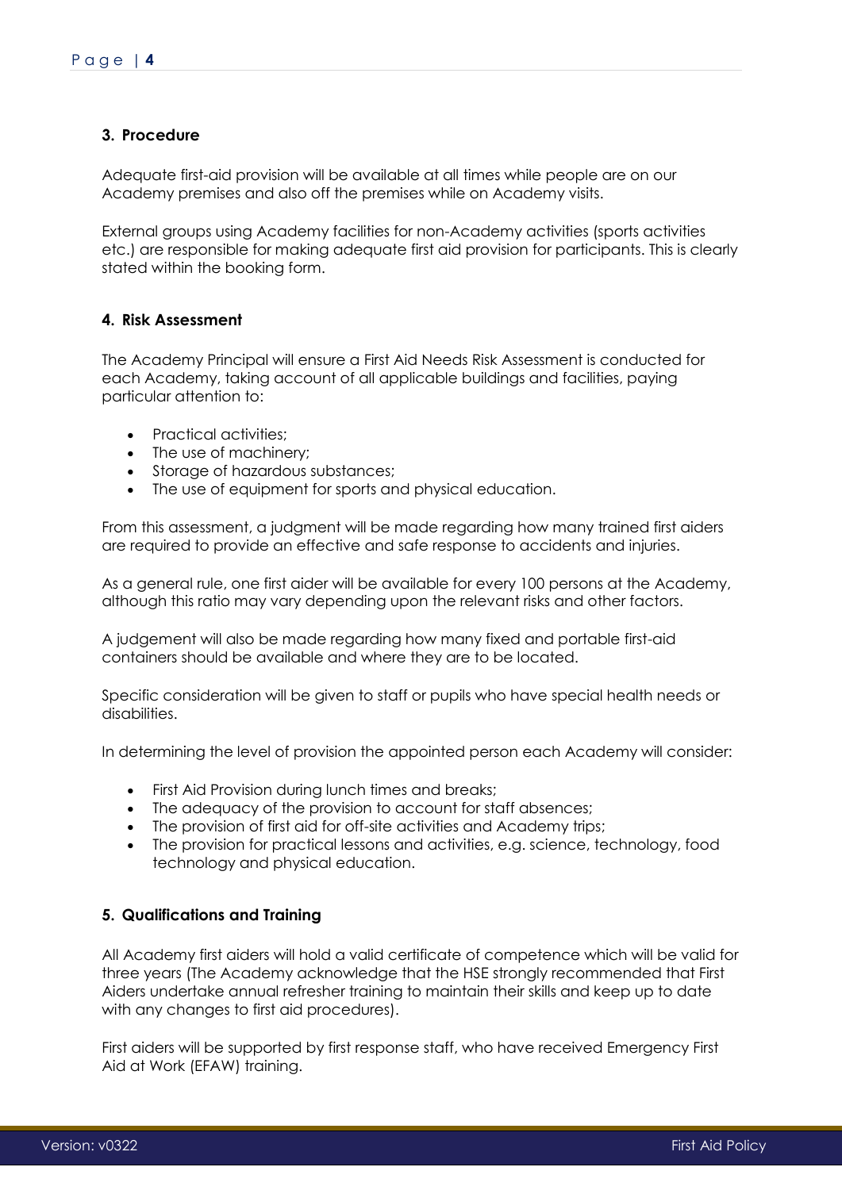### 3. Procedure

Adequate first-aid provision will be available at all times while people are on our Academy premises and also off the premises while on Academy visits.

External groups using Academy facilities for non-Academy activities (sports activities etc.) are responsible for making adequate first aid provision for participants. This is clearly stated within the booking form.

### 4. Risk Assessment

The Academy Principal will ensure a First Aid Needs Risk Assessment is conducted for each Academy, taking account of all applicable buildings and facilities, paying particular attention to:

- Practical activities;
- The use of machinery;
- Storage of hazardous substances;
- The use of equipment for sports and physical education.

From this assessment, a judgment will be made regarding how many trained first aiders are required to provide an effective and safe response to accidents and injuries.

As a general rule, one first aider will be available for every 100 persons at the Academy, although this ratio may vary depending upon the relevant risks and other factors.

A judgement will also be made regarding how many fixed and portable first-aid containers should be available and where they are to be located.

Specific consideration will be given to staff or pupils who have special health needs or disabilities.

In determining the level of provision the appointed person each Academy will consider:

- First Aid Provision during lunch times and breaks;
- The adequacy of the provision to account for staff absences;
- The provision of first aid for off-site activities and Academy trips;
- The provision for practical lessons and activities, e.g. science, technology, food technology and physical education.

### 5. Qualifications and Training

All Academy first aiders will hold a valid certificate of competence which will be valid for three years (The Academy acknowledge that the HSE strongly recommended that First Aiders undertake annual refresher training to maintain their skills and keep up to date with any changes to first aid procedures).

First aiders will be supported by first response staff, who have received Emergency First Aid at Work (EFAW) training.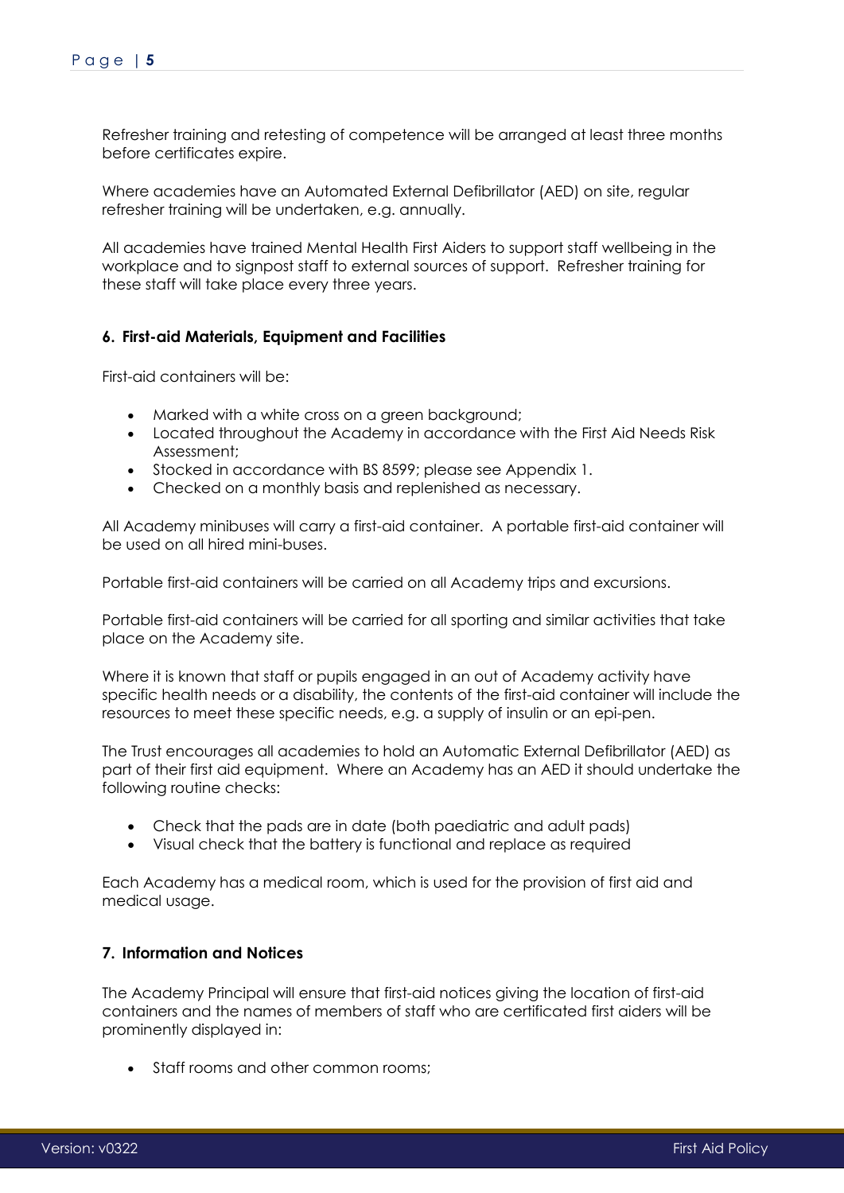Refresher training and retesting of competence will be arranged at least three months before certificates expire.

Where academies have an Automated External Defibrillator (AED) on site, regular refresher training will be undertaken, e.g. annually.

All academies have trained Mental Health First Aiders to support staff wellbeing in the workplace and to signpost staff to external sources of support. Refresher training for these staff will take place every three years.

#### 6. First-aid Materials, Equipment and Facilities

First-aid containers will be:

- Marked with a white cross on a green background;
- Located throughout the Academy in accordance with the First Aid Needs Risk Assessment;
- Stocked in accordance with BS 8599; please see Appendix 1.
- Checked on a monthly basis and replenished as necessary.

All Academy minibuses will carry a first-aid container. A portable first-aid container will be used on all hired mini-buses.

Portable first-aid containers will be carried on all Academy trips and excursions.

Portable first-aid containers will be carried for all sporting and similar activities that take place on the Academy site.

Where it is known that staff or pupils engaged in an out of Academy activity have specific health needs or a disability, the contents of the first-aid container will include the resources to meet these specific needs, e.g. a supply of insulin or an epi-pen.

The Trust encourages all academies to hold an Automatic External Defibrillator (AED) as part of their first aid equipment. Where an Academy has an AED it should undertake the following routine checks:

- Check that the pads are in date (both paediatric and adult pads)
- Visual check that the battery is functional and replace as required

Each Academy has a medical room, which is used for the provision of first aid and medical usage.

#### 7. Information and Notices

The Academy Principal will ensure that first-aid notices giving the location of first-aid containers and the names of members of staff who are certificated first aiders will be prominently displayed in:

- Staff rooms and other common rooms;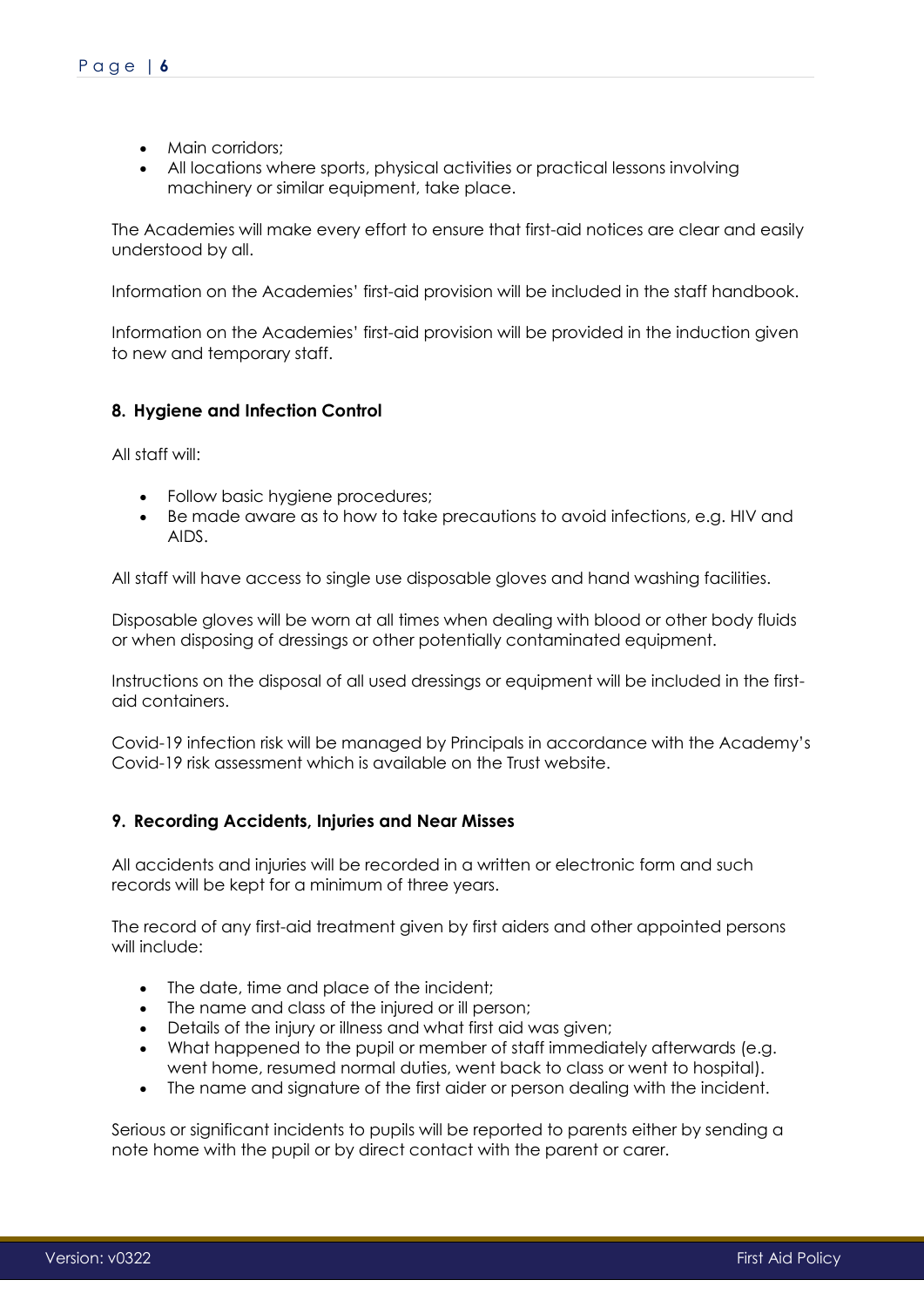- Main corridors;
- All locations where sports, physical activities or practical lessons involving machinery or similar equipment, take place.

The Academies will make every effort to ensure that first-aid notices are clear and easily understood by all.

Information on the Academies' first-aid provision will be included in the staff handbook.

Information on the Academies' first-aid provision will be provided in the induction given to new and temporary staff.

## 8. Hygiene and Infection Control

All staff will:

- Follow basic hygiene procedures;
- Be made aware as to how to take precautions to avoid infections, e.g. HIV and AIDS.

All staff will have access to single use disposable gloves and hand washing facilities.

Disposable gloves will be worn at all times when dealing with blood or other body fluids or when disposing of dressings or other potentially contaminated equipment.

Instructions on the disposal of all used dressings or equipment will be included in the first-aid containers.

Covid-19 infection risk will be managed by Principals in accordance with the Academy's Covid-19 risk assessment which is available on the Trust website.

## 9. Recording Accidents, Injuries and Near Misses

All accidents and injuries will be recorded in a written or electronic form and such records will be kept for a minimum of three years.

The record of any first-aid treatment given by first aiders and other appointed persons will include:

- The date, time and place of the incident;
- The name and class of the injured or ill person;
- Details of the injury or illness and what first aid was given;
- What happened to the pupil or member of staff immediately afterwards (e.g. went home, resumed normal duties, went back to class or went to hospital).
- The name and signature of the first aider or person dealing with the incident.

Serious or significant incidents to pupils will be reported to parents either by sending a note home with the pupil or by direct contact with the parent or carer.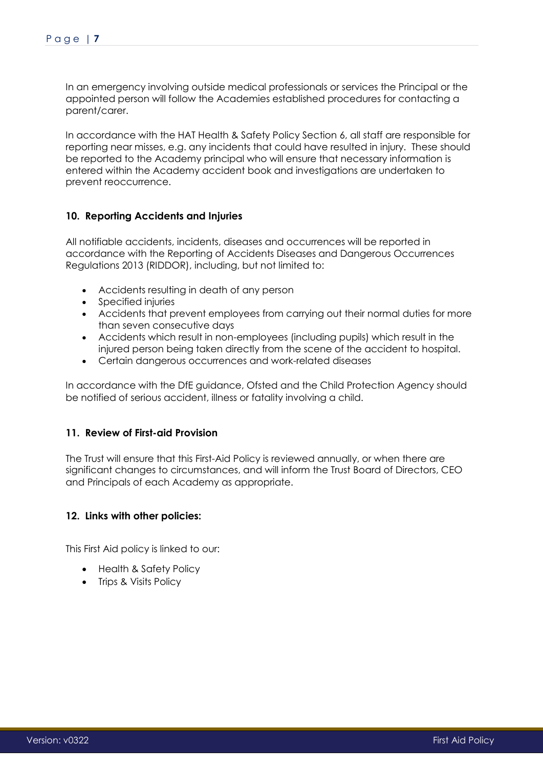In an emergency involving outside medical professionals or services the Principal or the appointed person will follow the Academies established procedures for contacting a parent/carer.

In accordance with the HAT Health & Safety Policy Section 6, all staff are responsible for reporting near misses, e.g. any incidents that could have resulted in injury. These should be reported to the Academy principal who will ensure that necessary information is entered within the Academy accident book and investigations are undertaken to prevent reoccurrence.

## 10. Reporting Accidents and Injuries

All notifiable accidents, incidents, diseases and occurrences will be reported in accordance with the Reporting of Accidents Diseases and Dangerous Occurrences Regulations 2013 (RIDDOR), including, but not limited to:

- Accidents resulting in death of any person
- Specified injuries
- Accidents that prevent employees from carrying out their normal duties for more than seven consecutive days
- Accidents which result in non-employees (including pupils) which result in the injured person being taken directly from the scene of the accident to hospital.
- Certain dangerous occurrences and work-related diseases

In accordance with the DfE guidance, Ofsted and the Child Protection Agency should be notified of serious accident, illness or fatality involving a child.

## 11. Review of First-aid Provision

The Trust will ensure that this First-Aid Policy is reviewed annually, or when there are significant changes to circumstances, and will inform the Trust Board of Directors, CEO and Principals of each Academy as appropriate.

## 12. Links with other policies:

This First Aid policy is linked to our:

- Health & Safety Policy
- Trips & Visits Policy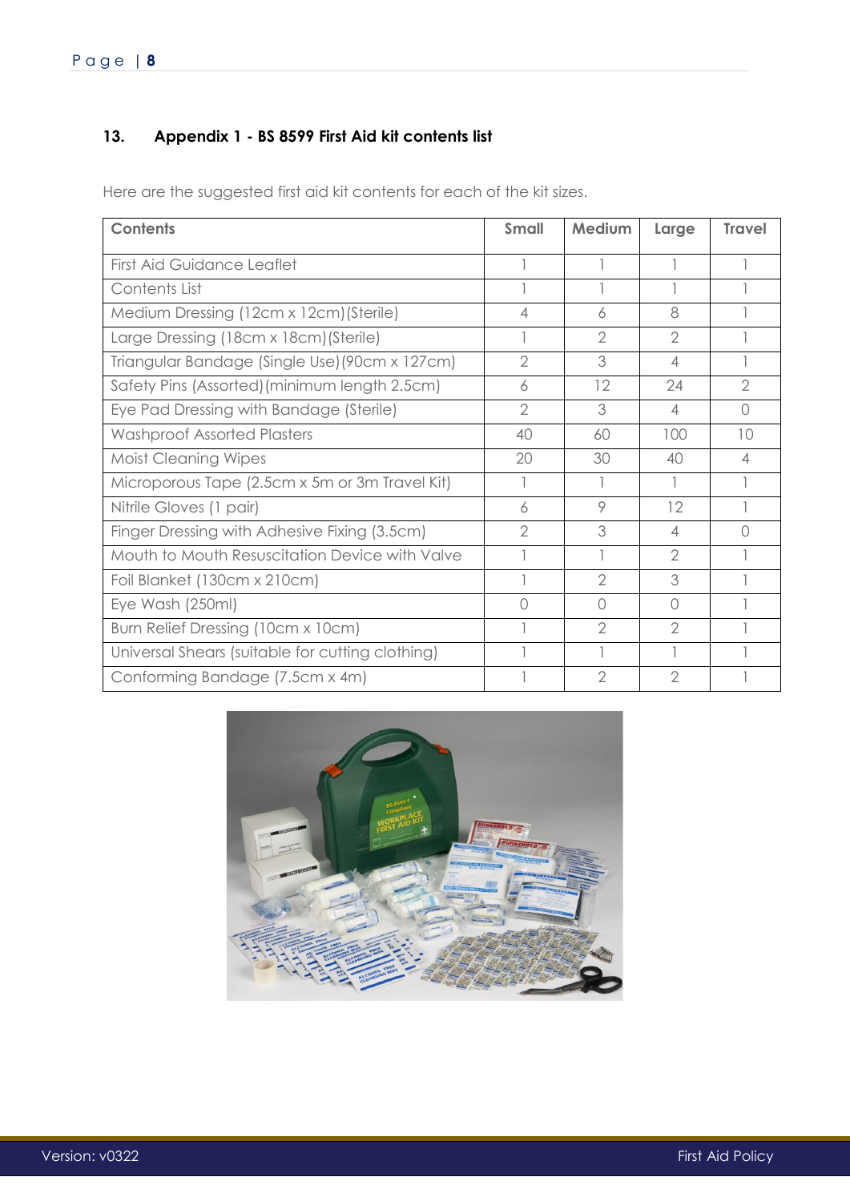## 13. Appendix 1 - BS 8599 First Aid kit contents list

Here are the suggested first aid kit contents for each of the kit sizes.

| Contents | Small | Medium | Large | Travel |
|---|---|---|---|---|
| First Aid Guidance Leaflet | 1 | 1 | 1 | 1 |
| Contents List | 1 | 1 | 1 | 1 |
| Medium Dressing (12cm x 12cm)(Sterile) | 4 | 6 | 8 | 1 |
| Large Dressing (18cm x 18cm)(Sterile) | 1 | 2 | 2 | 1 |
| Triangular Bandage (Single Use)(90cm x 127cm) | 2 | 3 | 4 | 1 |
| Safety Pins (Assorted)(minimum length 2.5cm) | 6 | 12 | 24 | 2 |
| Eye Pad Dressing with Bandage (Sterile) | 2 | 3 | 4 | 0 |
| Washproof Assorted Plasters | 40 | 60 | 100 | 10 |
| Moist Cleaning Wipes | 20 | 30 | 40 | 4 |
| Microporous Tape (2.5cm x 5m or 3m Travel Kit) | 1 | 1 | 1 | 1 |
| Nitrile Gloves (1 pair) | 6 | 9 | 12 | 1 |
| Finger Dressing with Adhesive Fixing (3.5cm) | 2 | 3 | 4 | 0 |
| Mouth to Mouth Resuscitation Device with Valve | 1 | 1 | 2 | 1 |
| Foil Blanket (130cm x 210cm) | 1 | 2 | 3 | 1 |
| Eye Wash (250ml) | 0 | 0 | 0 | 1 |
| Burn Relief Dressing (10cm x 10cm) | 1 | 2 | 2 | 1 |
| Universal Shears (suitable for cutting clothing) | 1 | 1 | 1 | 1 |
| Conforming Bandage (7.5cm x 4m) | 1 | 2 | 2 | 1 |